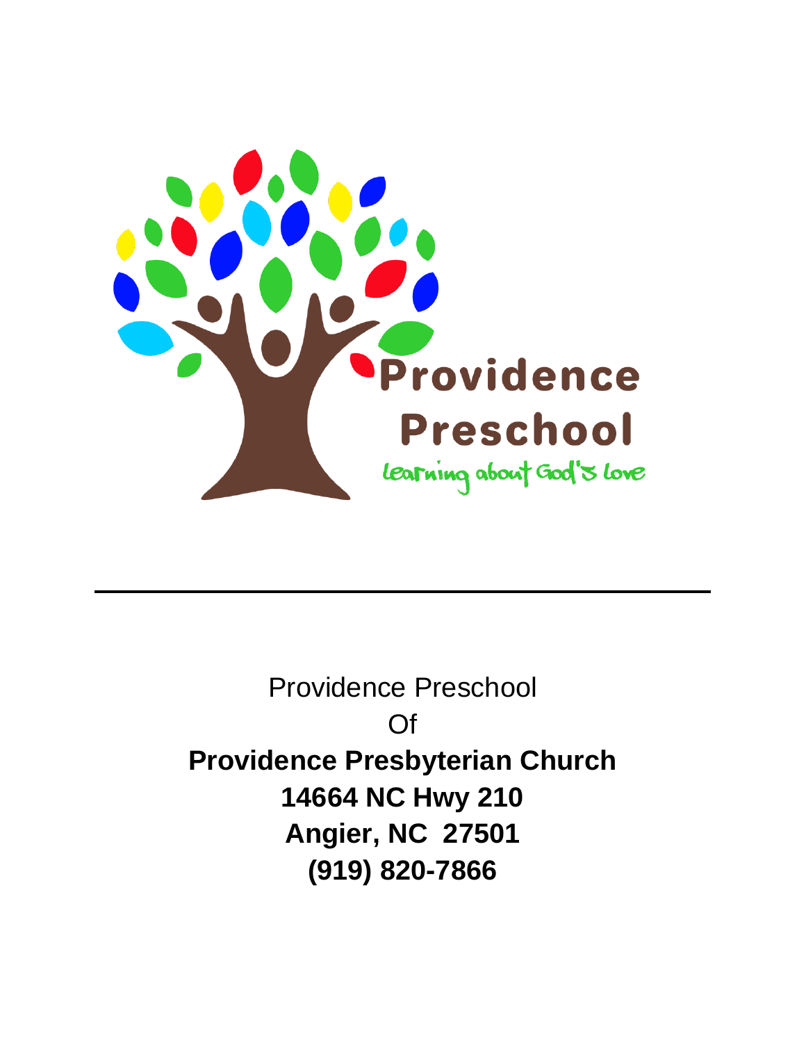Providence Preschool

learning about God's love

---

Providence Preschool

Of

**Providence Presbyterian Church**

**14664 NC Hwy 210**

**Angier, NC  27501**

**(919) 820-7866**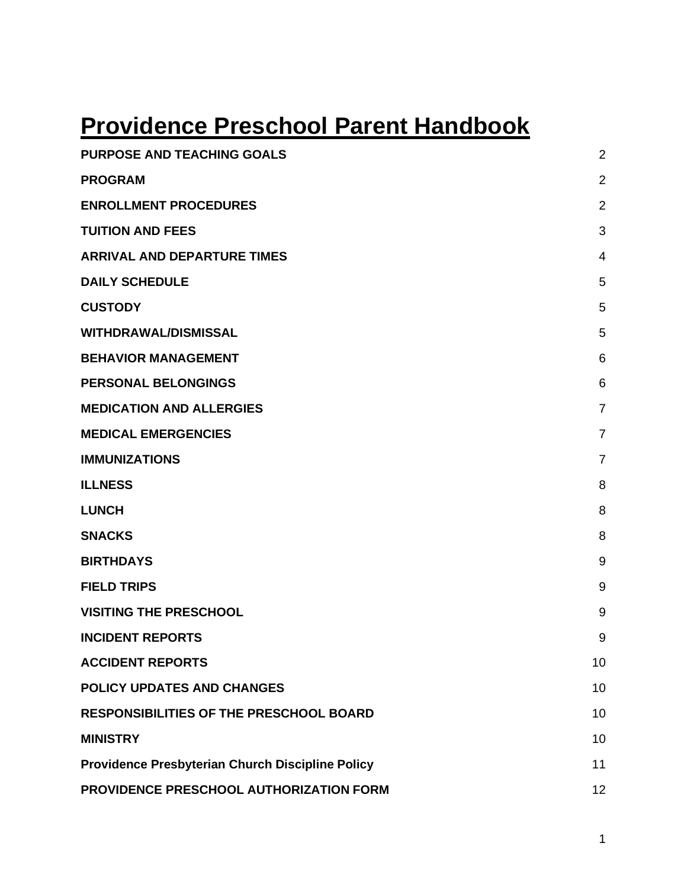# Providence Preschool Parent Handbook

| | |
|---|---|
| **PURPOSE AND TEACHING GOALS** | 2 |
| **PROGRAM** | 2 |
| **ENROLLMENT PROCEDURES** | 2 |
| **TUITION AND FEES** | 3 |
| **ARRIVAL AND DEPARTURE TIMES** | 4 |
| **DAILY SCHEDULE** | 5 |
| **CUSTODY** | 5 |
| **WITHDRAWAL/DISMISSAL** | 5 |
| **BEHAVIOR MANAGEMENT** | 6 |
| **PERSONAL BELONGINGS** | 6 |
| **MEDICATION AND ALLERGIES** | 7 |
| **MEDICAL EMERGENCIES** | 7 |
| **IMMUNIZATIONS** | 7 |
| **ILLNESS** | 8 |
| **LUNCH** | 8 |
| **SNACKS** | 8 |
| **BIRTHDAYS** | 9 |
| **FIELD TRIPS** | 9 |
| **VISITING THE PRESCHOOL** | 9 |
| **INCIDENT REPORTS** | 9 |
| **ACCIDENT REPORTS** | 10 |
| **POLICY UPDATES AND CHANGES** | 10 |
| **RESPONSIBILITIES OF THE PRESCHOOL BOARD** | 10 |
| **MINISTRY** | 10 |
| **Providence Presbyterian Church Discipline Policy** | 11 |
| **PROVIDENCE PRESCHOOL AUTHORIZATION FORM** | 12 |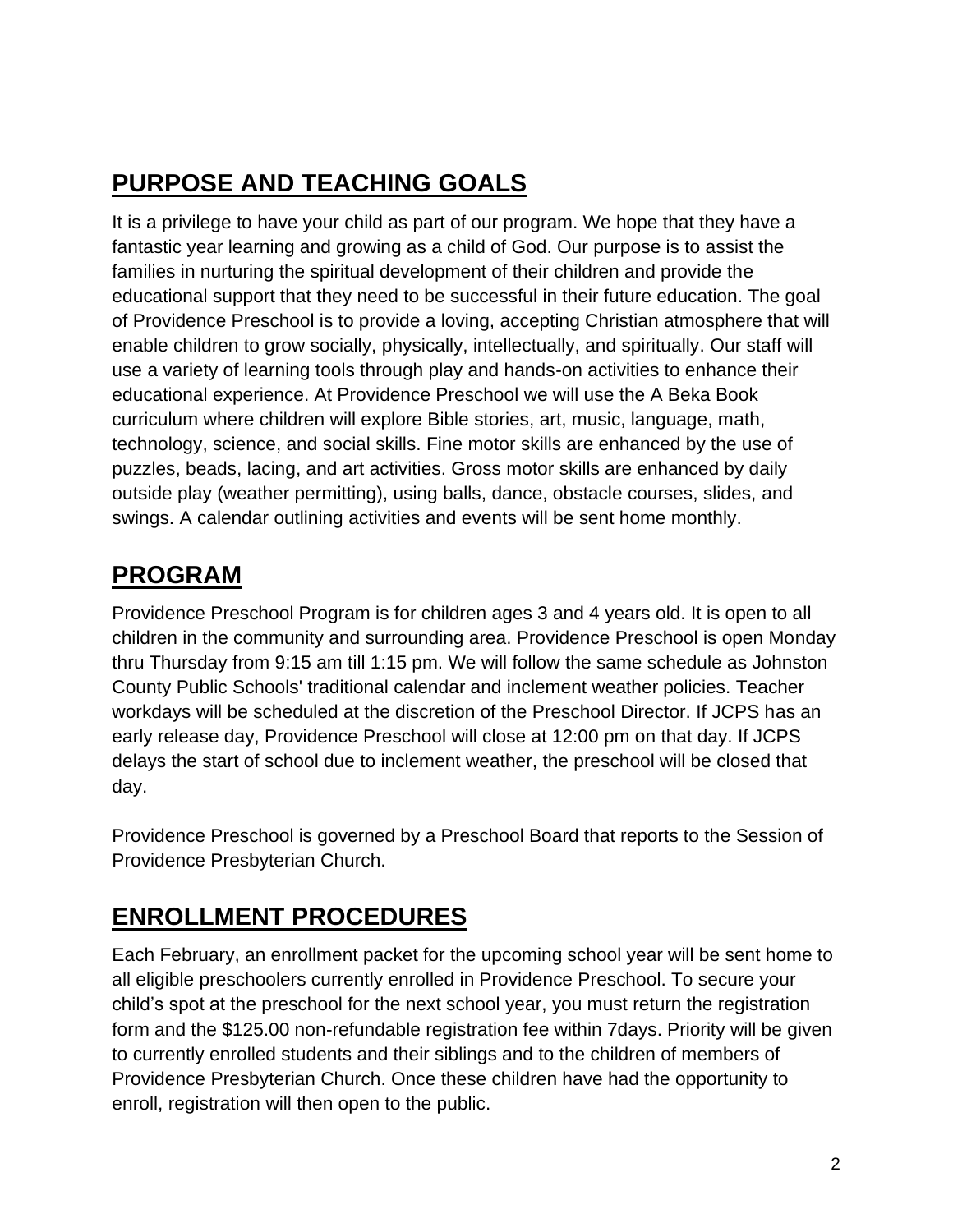## PURPOSE AND TEACHING GOALS

It is a privilege to have your child as part of our program. We hope that they have a fantastic year learning and growing as a child of God. Our purpose is to assist the families in nurturing the spiritual development of their children and provide the educational support that they need to be successful in their future education. The goal of Providence Preschool is to provide a loving, accepting Christian atmosphere that will enable children to grow socially, physically, intellectually, and spiritually. Our staff will use a variety of learning tools through play and hands-on activities to enhance their educational experience. At Providence Preschool we will use the A Beka Book curriculum where children will explore Bible stories, art, music, language, math, technology, science, and social skills. Fine motor skills are enhanced by the use of puzzles, beads, lacing, and art activities. Gross motor skills are enhanced by daily outside play (weather permitting), using balls, dance, obstacle courses, slides, and swings. A calendar outlining activities and events will be sent home monthly.

## PROGRAM

Providence Preschool Program is for children ages 3 and 4 years old. It is open to all children in the community and surrounding area. Providence Preschool is open Monday thru Thursday from 9:15 am till 1:15 pm. We will follow the same schedule as Johnston County Public Schools' traditional calendar and inclement weather policies. Teacher workdays will be scheduled at the discretion of the Preschool Director. If JCPS has an early release day, Providence Preschool will close at 12:00 pm on that day. If JCPS delays the start of school due to inclement weather, the preschool will be closed that day.

Providence Preschool is governed by a Preschool Board that reports to the Session of Providence Presbyterian Church.

## ENROLLMENT PROCEDURES

Each February, an enrollment packet for the upcoming school year will be sent home to all eligible preschoolers currently enrolled in Providence Preschool. To secure your child's spot at the preschool for the next school year, you must return the registration form and the $125.00 non-refundable registration fee within 7days. Priority will be given to currently enrolled students and their siblings and to the children of members of Providence Presbyterian Church. Once these children have had the opportunity to enroll, registration will then open to the public.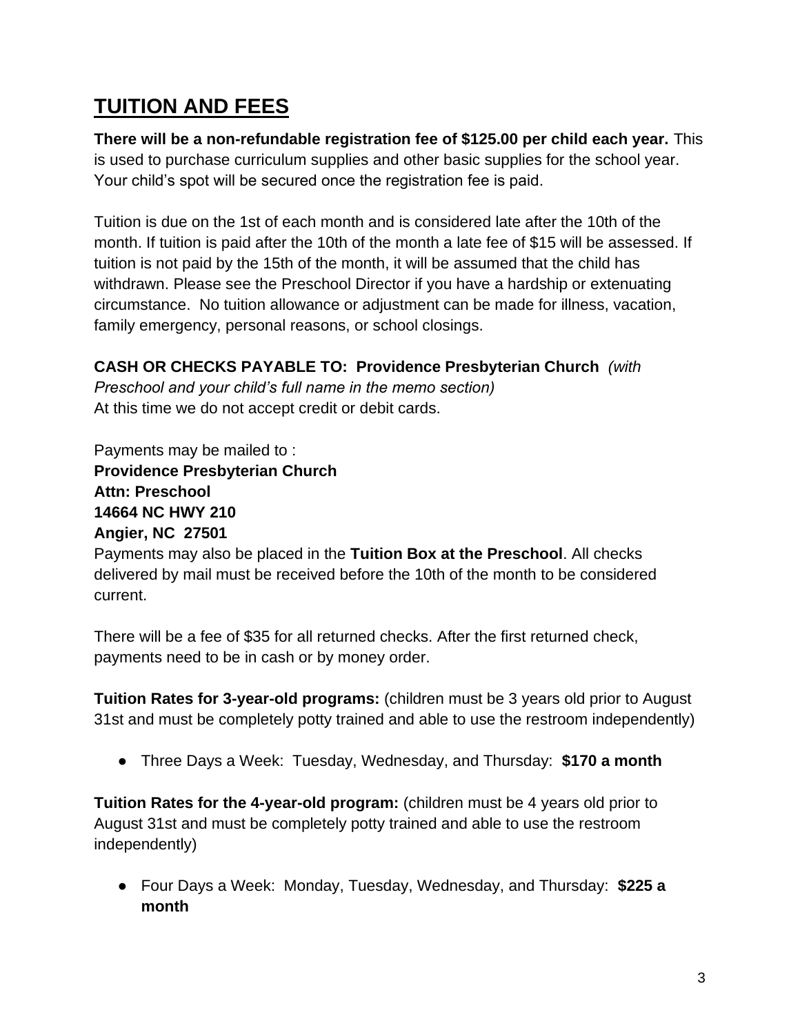## TUITION AND FEES

**There will be a non-refundable registration fee of $125.00 per child each year.** This is used to purchase curriculum supplies and other basic supplies for the school year. Your child's spot will be secured once the registration fee is paid.

Tuition is due on the 1st of each month and is considered late after the 10th of the month. If tuition is paid after the 10th of the month a late fee of $15 will be assessed. If tuition is not paid by the 15th of the month, it will be assumed that the child has withdrawn. Please see the Preschool Director if you have a hardship or extenuating circumstance. No tuition allowance or adjustment can be made for illness, vacation, family emergency, personal reasons, or school closings.

**CASH OR CHECKS PAYABLE TO: Providence Presbyterian Church** *(with Preschool and your child's full name in the memo section)*
At this time we do not accept credit or debit cards.

Payments may be mailed to :
**Providence Presbyterian Church**
**Attn: Preschool**
**14664 NC HWY 210**
**Angier, NC 27501**
Payments may also be placed in the **Tuition Box at the Preschool**. All checks delivered by mail must be received before the 10th of the month to be considered current.

There will be a fee of $35 for all returned checks. After the first returned check, payments need to be in cash or by money order.

**Tuition Rates for 3-year-old programs:** (children must be 3 years old prior to August 31st and must be completely potty trained and able to use the restroom independently)

- Three Days a Week: Tuesday, Wednesday, and Thursday: **$170 a month**

**Tuition Rates for the 4-year-old program:** (children must be 4 years old prior to August 31st and must be completely potty trained and able to use the restroom independently)

- Four Days a Week: Monday, Tuesday, Wednesday, and Thursday: **$225 a month**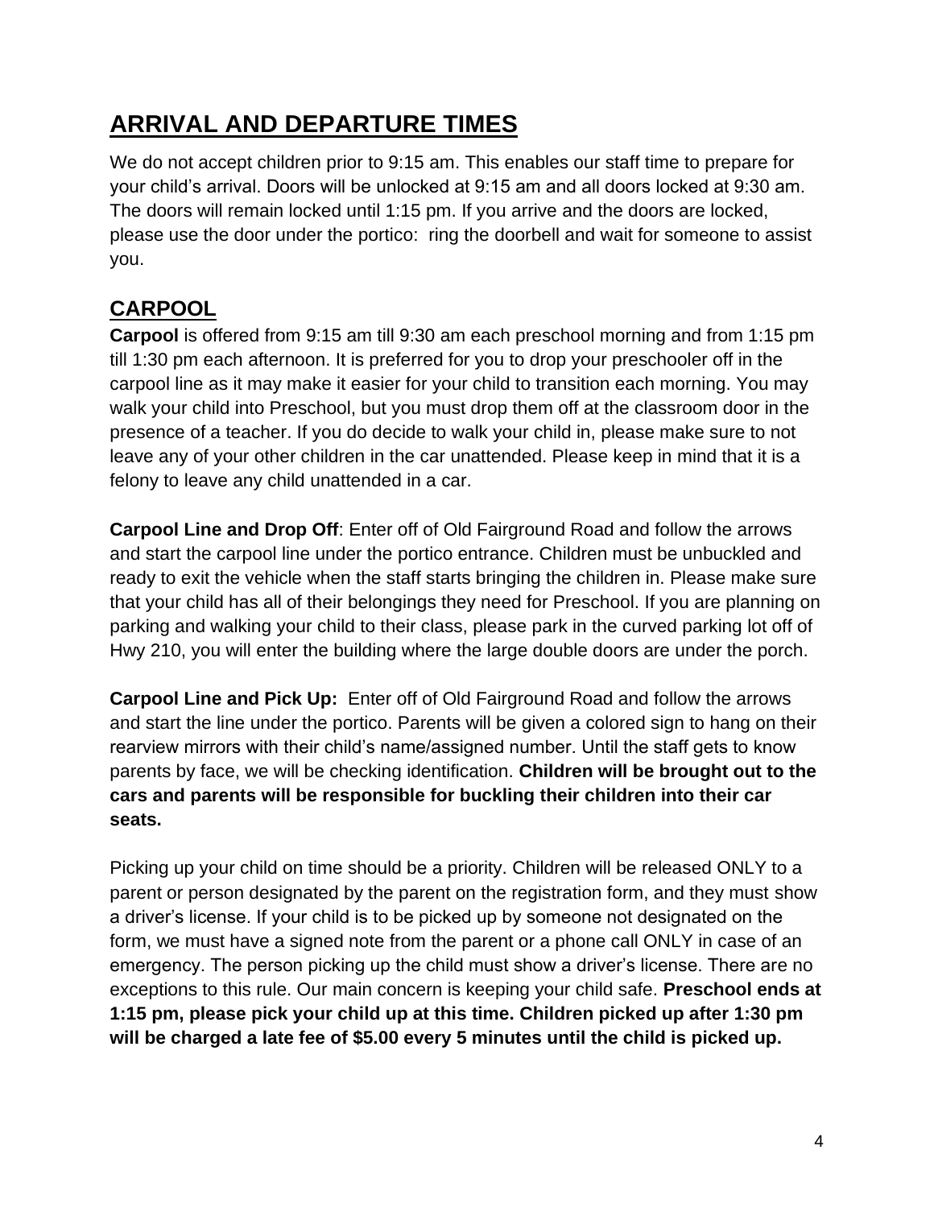## ARRIVAL AND DEPARTURE TIMES

We do not accept children prior to 9:15 am. This enables our staff time to prepare for your child's arrival. Doors will be unlocked at 9:15 am and all doors locked at 9:30 am. The doors will remain locked until 1:15 pm. If you arrive and the doors are locked, please use the door under the portico: ring the doorbell and wait for someone to assist you.

## CARPOOL

**Carpool** is offered from 9:15 am till 9:30 am each preschool morning and from 1:15 pm till 1:30 pm each afternoon. It is preferred for you to drop your preschooler off in the carpool line as it may make it easier for your child to transition each morning. You may walk your child into Preschool, but you must drop them off at the classroom door in the presence of a teacher. If you do decide to walk your child in, please make sure to not leave any of your other children in the car unattended. Please keep in mind that it is a felony to leave any child unattended in a car.

**Carpool Line and Drop Off**: Enter off of Old Fairground Road and follow the arrows and start the carpool line under the portico entrance. Children must be unbuckled and ready to exit the vehicle when the staff starts bringing the children in. Please make sure that your child has all of their belongings they need for Preschool. If you are planning on parking and walking your child to their class, please park in the curved parking lot off of Hwy 210, you will enter the building where the large double doors are under the porch.

**Carpool Line and Pick Up:** Enter off of Old Fairground Road and follow the arrows and start the line under the portico. Parents will be given a colored sign to hang on their rearview mirrors with their child's name/assigned number. Until the staff gets to know parents by face, we will be checking identification. **Children will be brought out to the cars and parents will be responsible for buckling their children into their car seats.**

Picking up your child on time should be a priority. Children will be released ONLY to a parent or person designated by the parent on the registration form, and they must show a driver's license. If your child is to be picked up by someone not designated on the form, we must have a signed note from the parent or a phone call ONLY in case of an emergency. The person picking up the child must show a driver's license. There are no exceptions to this rule. Our main concern is keeping your child safe. **Preschool ends at 1:15 pm, please pick your child up at this time. Children picked up after 1:30 pm will be charged a late fee of $5.00 every 5 minutes until the child is picked up.**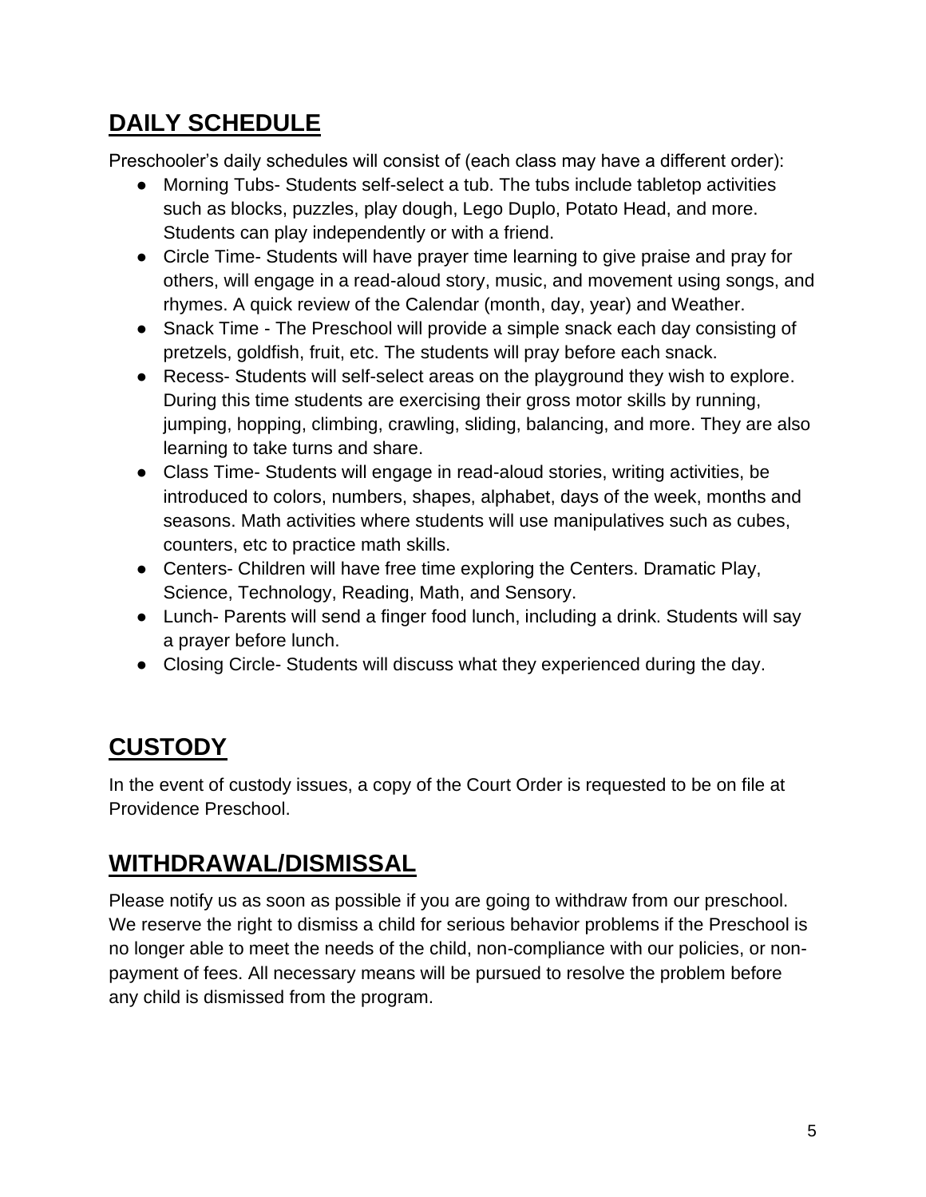## DAILY SCHEDULE

Preschooler's daily schedules will consist of (each class may have a different order):

- Morning Tubs- Students self-select a tub. The tubs include tabletop activities such as blocks, puzzles, play dough, Lego Duplo, Potato Head, and more. Students can play independently or with a friend.
- Circle Time- Students will have prayer time learning to give praise and pray for others, will engage in a read-aloud story, music, and movement using songs, and rhymes. A quick review of the Calendar (month, day, year) and Weather.
- Snack Time - The Preschool will provide a simple snack each day consisting of pretzels, goldfish, fruit, etc. The students will pray before each snack.
- Recess- Students will self-select areas on the playground they wish to explore. During this time students are exercising their gross motor skills by running, jumping, hopping, climbing, crawling, sliding, balancing, and more. They are also learning to take turns and share.
- Class Time- Students will engage in read-aloud stories, writing activities, be introduced to colors, numbers, shapes, alphabet, days of the week, months and seasons. Math activities where students will use manipulatives such as cubes, counters, etc to practice math skills.
- Centers- Children will have free time exploring the Centers. Dramatic Play, Science, Technology, Reading, Math, and Sensory.
- Lunch- Parents will send a finger food lunch, including a drink. Students will say a prayer before lunch.
- Closing Circle- Students will discuss what they experienced during the day.

## CUSTODY

In the event of custody issues, a copy of the Court Order is requested to be on file at Providence Preschool.

## WITHDRAWAL/DISMISSAL

Please notify us as soon as possible if you are going to withdraw from our preschool. We reserve the right to dismiss a child for serious behavior problems if the Preschool is no longer able to meet the needs of the child, non-compliance with our policies, or non-payment of fees. All necessary means will be pursued to resolve the problem before any child is dismissed from the program.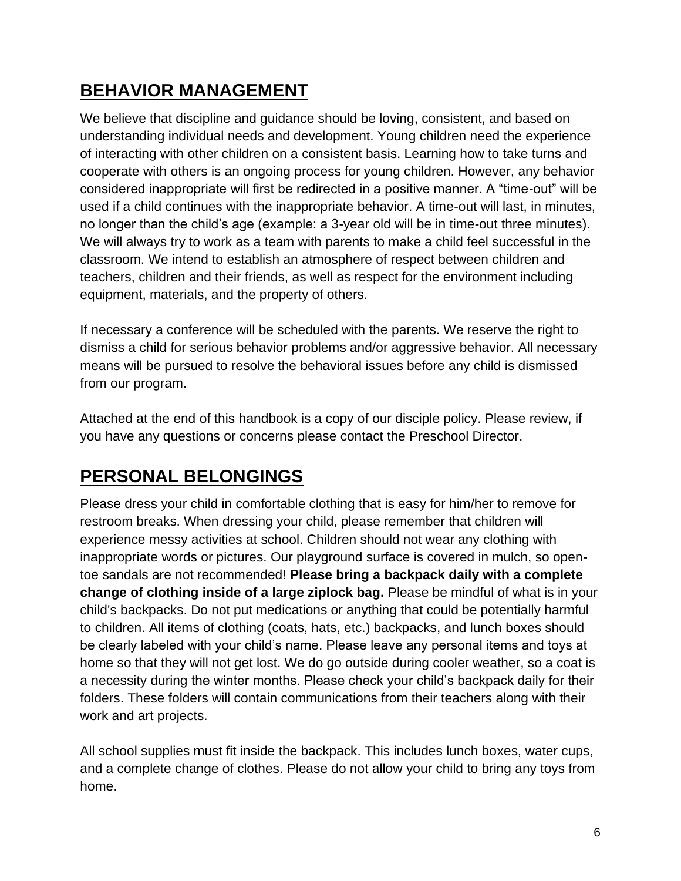## BEHAVIOR MANAGEMENT

We believe that discipline and guidance should be loving, consistent, and based on understanding individual needs and development. Young children need the experience of interacting with other children on a consistent basis. Learning how to take turns and cooperate with others is an ongoing process for young children. However, any behavior considered inappropriate will first be redirected in a positive manner. A "time-out" will be used if a child continues with the inappropriate behavior. A time-out will last, in minutes, no longer than the child's age (example: a 3-year old will be in time-out three minutes). We will always try to work as a team with parents to make a child feel successful in the classroom. We intend to establish an atmosphere of respect between children and teachers, children and their friends, as well as respect for the environment including equipment, materials, and the property of others.

If necessary a conference will be scheduled with the parents. We reserve the right to dismiss a child for serious behavior problems and/or aggressive behavior. All necessary means will be pursued to resolve the behavioral issues before any child is dismissed from our program.

Attached at the end of this handbook is a copy of our disciple policy. Please review, if you have any questions or concerns please contact the Preschool Director.

## PERSONAL BELONGINGS

Please dress your child in comfortable clothing that is easy for him/her to remove for restroom breaks. When dressing your child, please remember that children will experience messy activities at school. Children should not wear any clothing with inappropriate words or pictures. Our playground surface is covered in mulch, so open-toe sandals are not recommended! **Please bring a backpack daily with a complete change of clothing inside of a large ziplock bag.** Please be mindful of what is in your child's backpacks. Do not put medications or anything that could be potentially harmful to children. All items of clothing (coats, hats, etc.) backpacks, and lunch boxes should be clearly labeled with your child's name. Please leave any personal items and toys at home so that they will not get lost. We do go outside during cooler weather, so a coat is a necessity during the winter months. Please check your child's backpack daily for their folders. These folders will contain communications from their teachers along with their work and art projects.

All school supplies must fit inside the backpack. This includes lunch boxes, water cups, and a complete change of clothes. Please do not allow your child to bring any toys from home.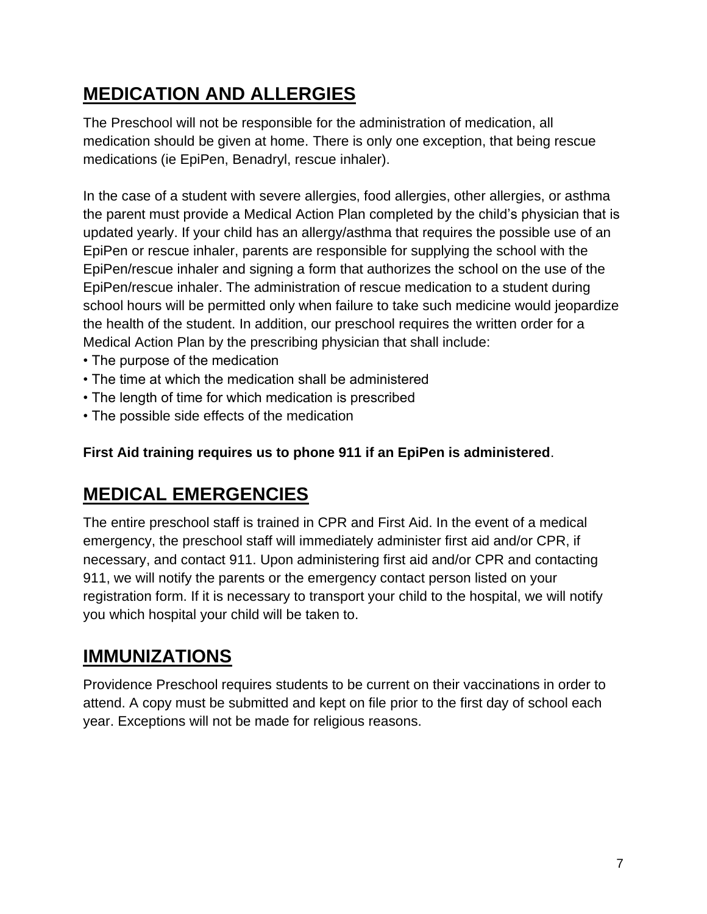## MEDICATION AND ALLERGIES

The Preschool will not be responsible for the administration of medication, all medication should be given at home. There is only one exception, that being rescue medications (ie EpiPen, Benadryl, rescue inhaler).

In the case of a student with severe allergies, food allergies, other allergies, or asthma the parent must provide a Medical Action Plan completed by the child's physician that is updated yearly. If your child has an allergy/asthma that requires the possible use of an EpiPen or rescue inhaler, parents are responsible for supplying the school with the EpiPen/rescue inhaler and signing a form that authorizes the school on the use of the EpiPen/rescue inhaler. The administration of rescue medication to a student during school hours will be permitted only when failure to take such medicine would jeopardize the health of the student. In addition, our preschool requires the written order for a Medical Action Plan by the prescribing physician that shall include:

- The purpose of the medication
- The time at which the medication shall be administered
- The length of time for which medication is prescribed
- The possible side effects of the medication

**First Aid training requires us to phone 911 if an EpiPen is administered**.

## MEDICAL EMERGENCIES

The entire preschool staff is trained in CPR and First Aid. In the event of a medical emergency, the preschool staff will immediately administer first aid and/or CPR, if necessary, and contact 911. Upon administering first aid and/or CPR and contacting 911, we will notify the parents or the emergency contact person listed on your registration form. If it is necessary to transport your child to the hospital, we will notify you which hospital your child will be taken to.

## IMMUNIZATIONS

Providence Preschool requires students to be current on their vaccinations in order to attend. A copy must be submitted and kept on file prior to the first day of school each year. Exceptions will not be made for religious reasons.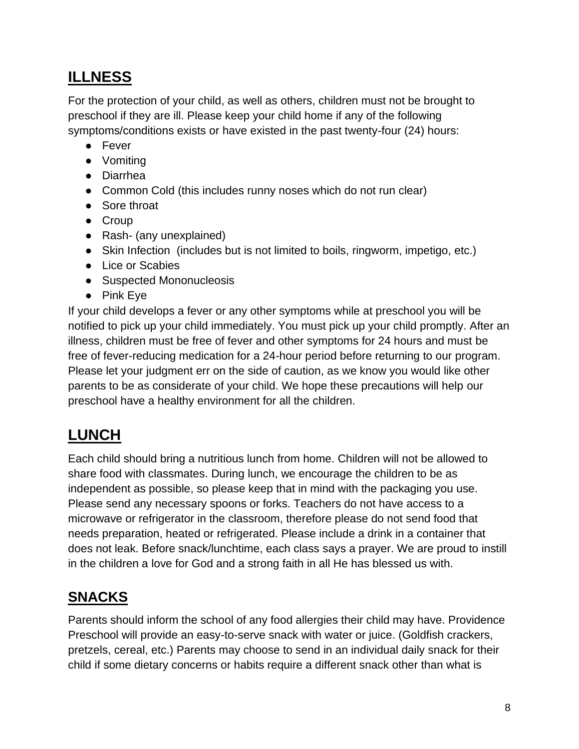## ILLNESS

For the protection of your child, as well as others, children must not be brought to preschool if they are ill. Please keep your child home if any of the following symptoms/conditions exists or have existed in the past twenty-four (24) hours:

- Fever
- Vomiting
- Diarrhea
- Common Cold (this includes runny noses which do not run clear)
- Sore throat
- Croup
- Rash- (any unexplained)
- Skin Infection  (includes but is not limited to boils, ringworm, impetigo, etc.)
- Lice or Scabies
- Suspected Mononucleosis
- Pink Eye

If your child develops a fever or any other symptoms while at preschool you will be notified to pick up your child immediately. You must pick up your child promptly. After an illness, children must be free of fever and other symptoms for 24 hours and must be free of fever-reducing medication for a 24-hour period before returning to our program. Please let your judgment err on the side of caution, as we know you would like other parents to be as considerate of your child. We hope these precautions will help our preschool have a healthy environment for all the children.

## LUNCH

Each child should bring a nutritious lunch from home. Children will not be allowed to share food with classmates. During lunch, we encourage the children to be as independent as possible, so please keep that in mind with the packaging you use. Please send any necessary spoons or forks. Teachers do not have access to a microwave or refrigerator in the classroom, therefore please do not send food that needs preparation, heated or refrigerated. Please include a drink in a container that does not leak. Before snack/lunchtime, each class says a prayer. We are proud to instill in the children a love for God and a strong faith in all He has blessed us with.

## SNACKS

Parents should inform the school of any food allergies their child may have. Providence Preschool will provide an easy-to-serve snack with water or juice. (Goldfish crackers, pretzels, cereal, etc.) Parents may choose to send in an individual daily snack for their child if some dietary concerns or habits require a different snack other than what is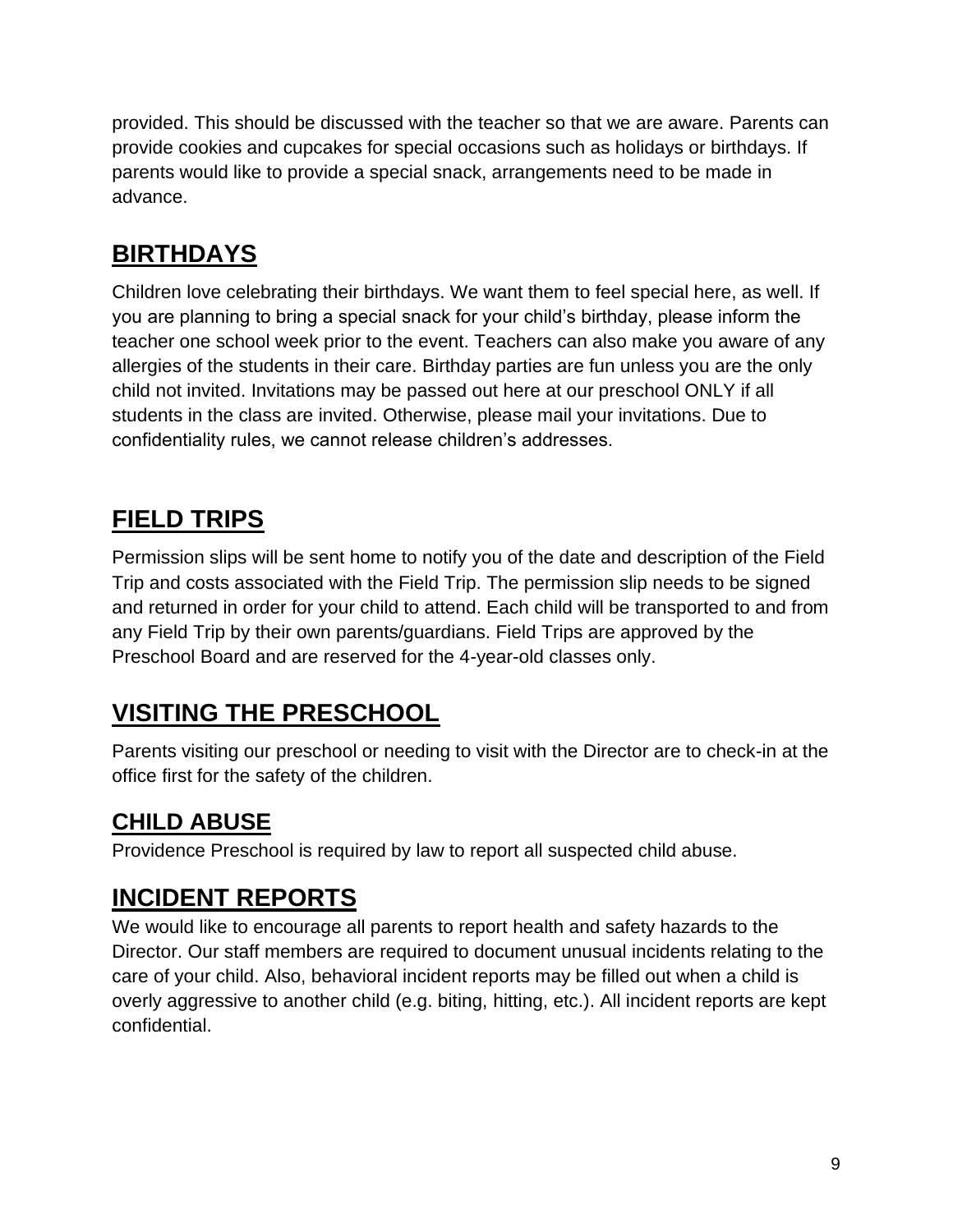provided. This should be discussed with the teacher so that we are aware. Parents can provide cookies and cupcakes for special occasions such as holidays or birthdays. If parents would like to provide a special snack, arrangements need to be made in advance.

## BIRTHDAYS

Children love celebrating their birthdays. We want them to feel special here, as well. If you are planning to bring a special snack for your child's birthday, please inform the teacher one school week prior to the event. Teachers can also make you aware of any allergies of the students in their care. Birthday parties are fun unless you are the only child not invited. Invitations may be passed out here at our preschool ONLY if all students in the class are invited. Otherwise, please mail your invitations. Due to confidentiality rules, we cannot release children's addresses.

## FIELD TRIPS

Permission slips will be sent home to notify you of the date and description of the Field Trip and costs associated with the Field Trip. The permission slip needs to be signed and returned in order for your child to attend. Each child will be transported to and from any Field Trip by their own parents/guardians. Field Trips are approved by the Preschool Board and are reserved for the 4-year-old classes only.

## VISITING THE PRESCHOOL

Parents visiting our preschool or needing to visit with the Director are to check-in at the office first for the safety of the children.

## CHILD ABUSE

Providence Preschool is required by law to report all suspected child abuse.

## INCIDENT REPORTS

We would like to encourage all parents to report health and safety hazards to the Director. Our staff members are required to document unusual incidents relating to the care of your child. Also, behavioral incident reports may be filled out when a child is overly aggressive to another child (e.g. biting, hitting, etc.). All incident reports are kept confidential.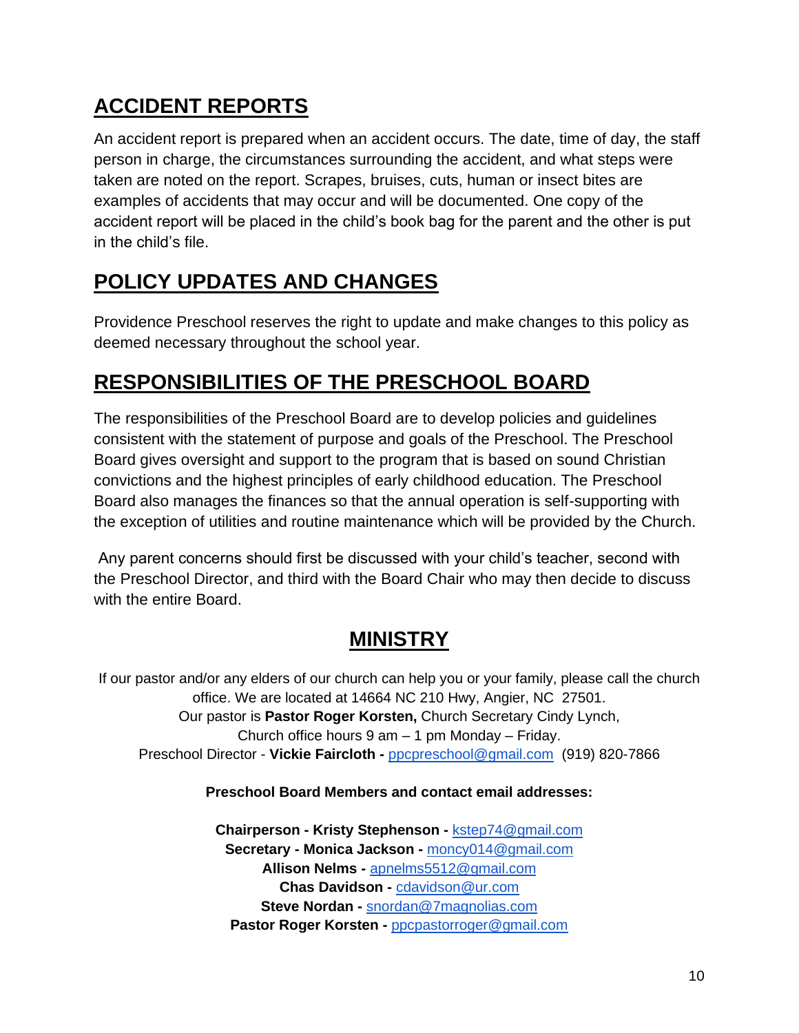## ACCIDENT REPORTS

An accident report is prepared when an accident occurs. The date, time of day, the staff person in charge, the circumstances surrounding the accident, and what steps were taken are noted on the report. Scrapes, bruises, cuts, human or insect bites are examples of accidents that may occur and will be documented. One copy of the accident report will be placed in the child's book bag for the parent and the other is put in the child's file.

## POLICY UPDATES AND CHANGES

Providence Preschool reserves the right to update and make changes to this policy as deemed necessary throughout the school year.

## RESPONSIBILITIES OF THE PRESCHOOL BOARD

The responsibilities of the Preschool Board are to develop policies and guidelines consistent with the statement of purpose and goals of the Preschool. The Preschool Board gives oversight and support to the program that is based on sound Christian convictions and the highest principles of early childhood education. The Preschool Board also manages the finances so that the annual operation is self-supporting with the exception of utilities and routine maintenance which will be provided by the Church.

Any parent concerns should first be discussed with your child's teacher, second with the Preschool Director, and third with the Board Chair who may then decide to discuss with the entire Board.

## MINISTRY

If our pastor and/or any elders of our church can help you or your family, please call the church office. We are located at 14664 NC 210 Hwy, Angier, NC 27501.
Our pastor is **Pastor Roger Korsten,** Church Secretary Cindy Lynch,
Church office hours 9 am – 1 pm Monday – Friday.
Preschool Director - **Vickie Faircloth -** ppcpreschool@gmail.com (919) 820-7866

**Preschool Board Members and contact email addresses:**

**Chairperson - Kristy Stephenson -** kstep74@gmail.com
**Secretary - Monica Jackson -** moncy014@gmail.com
**Allison Nelms -** apnelms5512@gmail.com
**Chas Davidson -** cdavidson@ur.com
**Steve Nordan -** snordan@7magnolias.com
**Pastor Roger Korsten -** ppcpastorroger@gmail.com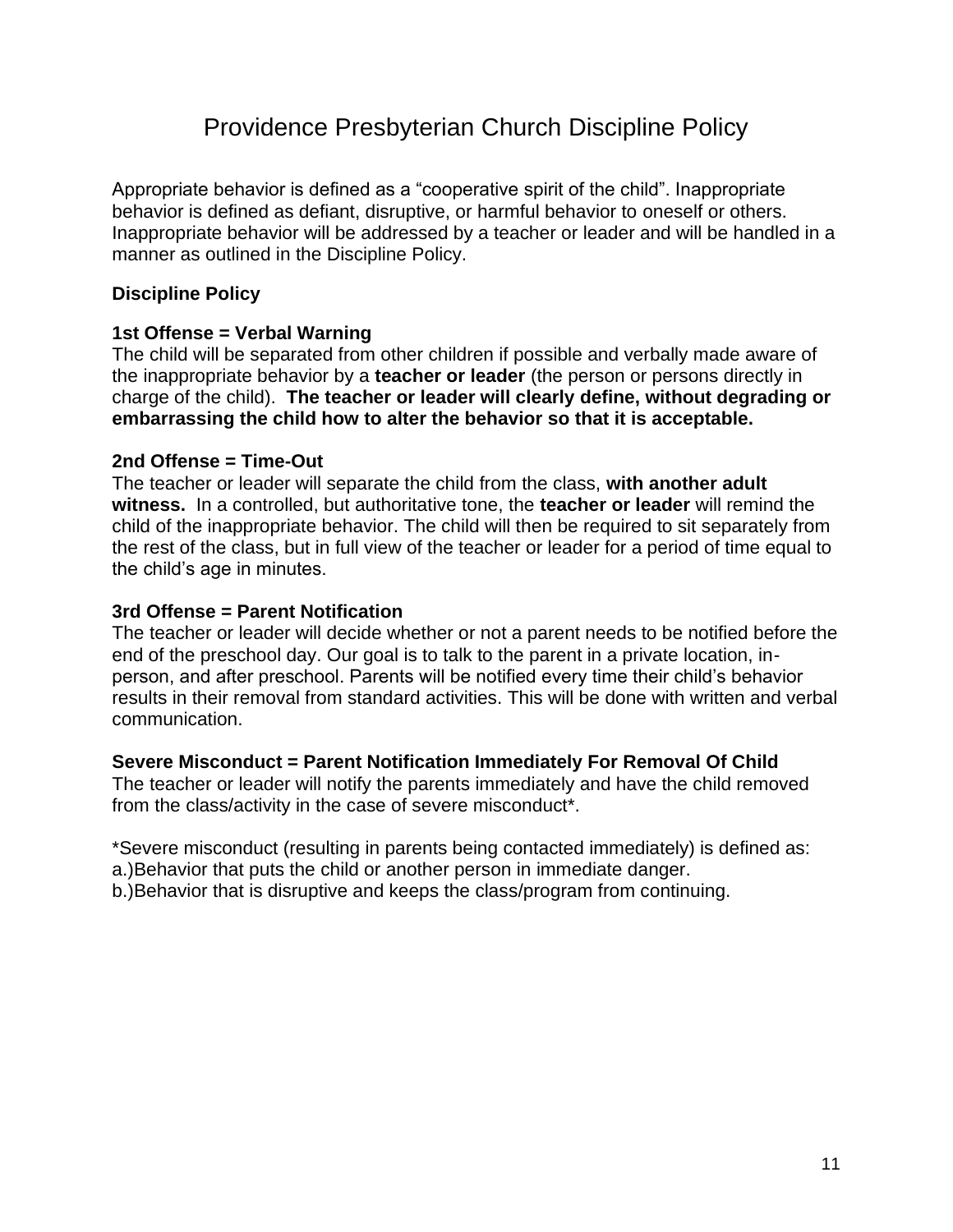# Providence Presbyterian Church Discipline Policy

Appropriate behavior is defined as a "cooperative spirit of the child". Inappropriate behavior is defined as defiant, disruptive, or harmful behavior to oneself or others. Inappropriate behavior will be addressed by a teacher or leader and will be handled in a manner as outlined in the Discipline Policy.

**Discipline Policy**

**1st Offense = Verbal Warning**
The child will be separated from other children if possible and verbally made aware of the inappropriate behavior by a **teacher or leader** (the person or persons directly in charge of the child). **The teacher or leader will clearly define, without degrading or embarrassing the child how to alter the behavior so that it is acceptable.**

**2nd Offense = Time-Out**
The teacher or leader will separate the child from the class, **with another adult witness.** In a controlled, but authoritative tone, the **teacher or leader** will remind the child of the inappropriate behavior. The child will then be required to sit separately from the rest of the class, but in full view of the teacher or leader for a period of time equal to the child's age in minutes.

**3rd Offense = Parent Notification**
The teacher or leader will decide whether or not a parent needs to be notified before the end of the preschool day. Our goal is to talk to the parent in a private location, in-person, and after preschool. Parents will be notified every time their child's behavior results in their removal from standard activities. This will be done with written and verbal communication.

**Severe Misconduct = Parent Notification Immediately For Removal Of Child**
The teacher or leader will notify the parents immediately and have the child removed from the class/activity in the case of severe misconduct*.

*Severe misconduct (resulting in parents being contacted immediately) is defined as:
a.)Behavior that puts the child or another person in immediate danger.
b.)Behavior that is disruptive and keeps the class/program from continuing.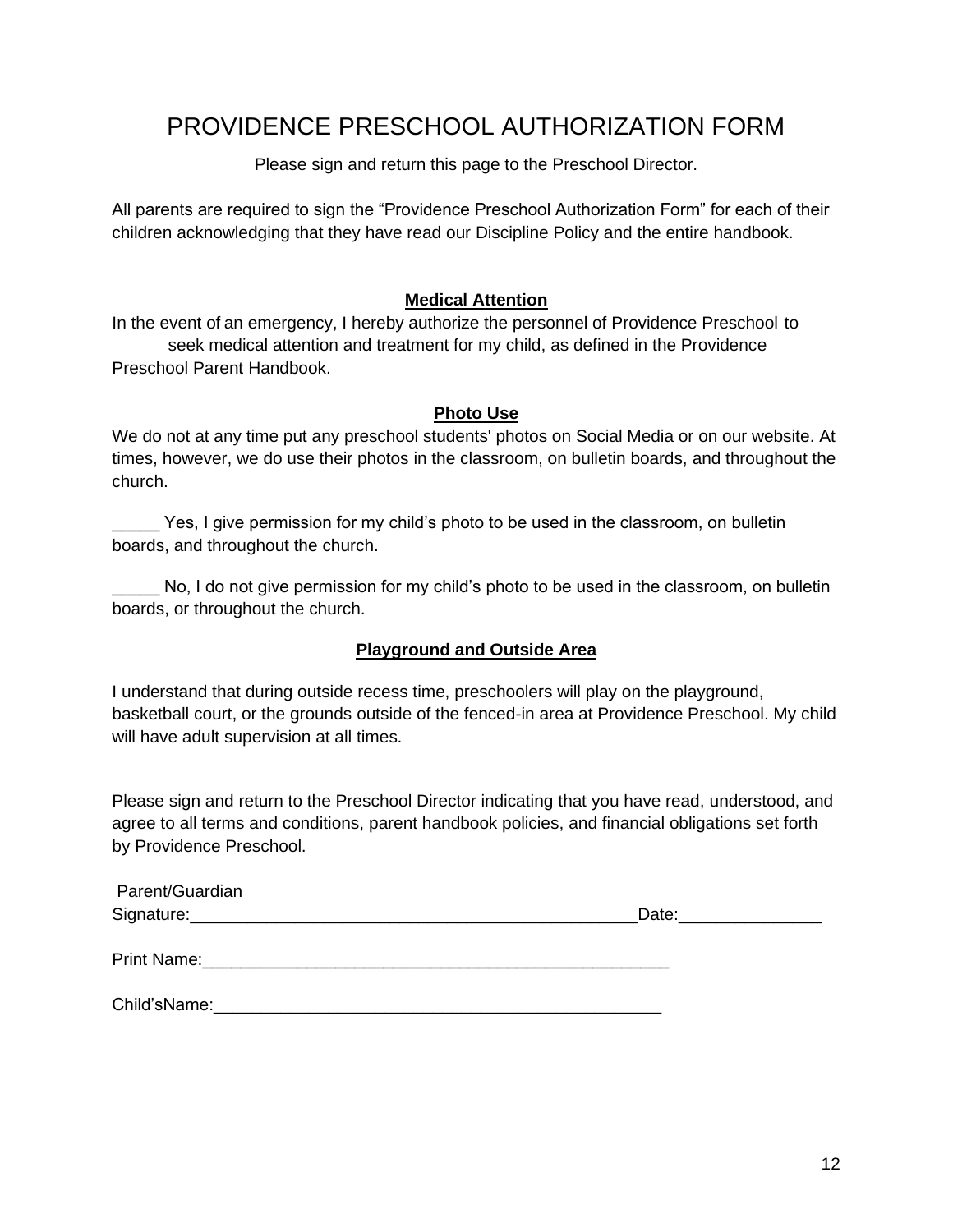# PROVIDENCE PRESCHOOL AUTHORIZATION FORM

Please sign and return this page to the Preschool Director.

All parents are required to sign the “Providence Preschool Authorization Form” for each of their children acknowledging that they have read our Discipline Policy and the entire handbook.

**Medical Attention**

In the event of an emergency, I hereby authorize the personnel of Providence Preschool to seek medical attention and treatment for my child, as defined in the Providence Preschool Parent Handbook.

**Photo Use**

We do not at any time put any preschool students' photos on Social Media or on our website. At times, however, we do use their photos in the classroom, on bulletin boards, and throughout the church.

_____ Yes, I give permission for my child’s photo to be used in the classroom, on bulletin boards, and throughout the church.

_____ No, I do not give permission for my child’s photo to be used in the classroom, on bulletin boards, or throughout the church.

**Playground and Outside Area**

I understand that during outside recess time, preschoolers will play on the playground, basketball court, or the grounds outside of the fenced-in area at Providence Preschool. My child will have adult supervision at all times.

Please sign and return to the Preschool Director indicating that you have read, understood, and agree to all terms and conditions, parent handbook policies, and financial obligations set forth by Providence Preschool.

Parent/Guardian
Signature:_________________________________________________Date:_______________

Print Name:___________________________________________________

Child’sName:_________________________________________________